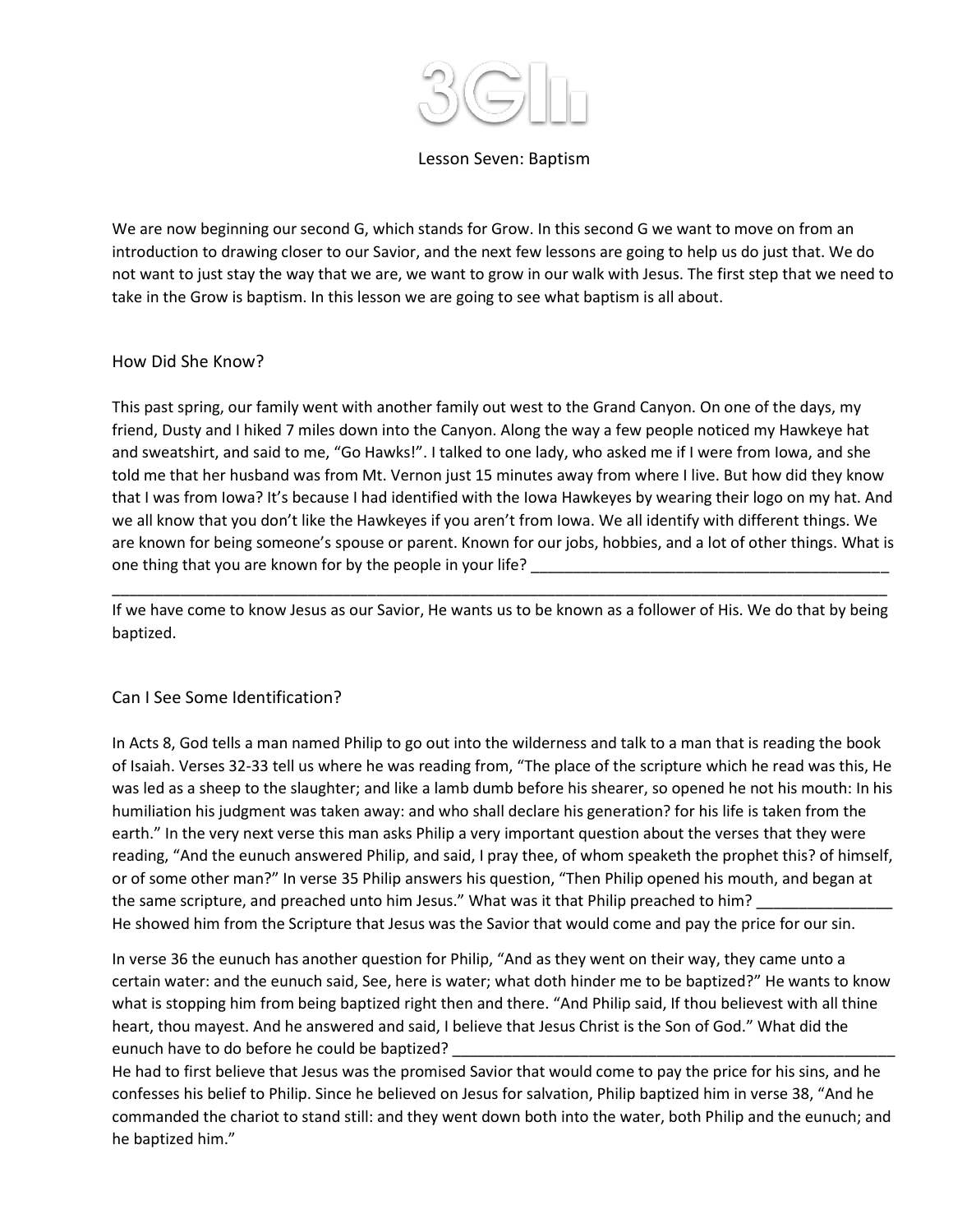# 3G

## Lesson Seven: Baptism

We are now beginning our second G, which stands for Grow. In this second G we want to move on from an introduction to drawing closer to our Savior, and the next few lessons are going to help us do just that. We do not want to just stay the way that we are, we want to grow in our walk with Jesus. The first step that we need to take in the Grow is baptism. In this lesson we are going to see what baptism is all about.

### How Did She Know?

This past spring, our family went with another family out west to the Grand Canyon. On one of the days, my friend, Dusty and I hiked 7 miles down into the Canyon. Along the way a few people noticed my Hawkeye hat and sweatshirt, and said to me, "Go Hawks!". I talked to one lady, who asked me if I were from Iowa, and she told me that her husband was from Mt. Vernon just 15 minutes away from where I live. But how did they know that I was from Iowa? It's because I had identified with the Iowa Hawkeyes by wearing their logo on my hat. And we all know that you don't like the Hawkeyes if you aren't from Iowa. We all identify with different things. We are known for being someone's spouse or parent. Known for our jobs, hobbies, and a lot of other things. What is one thing that you are known for by the people in your life? ___________________________________________

___________________________________________________________________________________________

If we have come to know Jesus as our Savior, He wants us to be known as a follower of His. We do that by being baptized.

### Can I See Some Identification?

In Acts 8, God tells a man named Philip to go out into the wilderness and talk to a man that is reading the book of Isaiah. Verses 32-33 tell us where he was reading from, "The place of the scripture which he read was this, He was led as a sheep to the slaughter; and like a lamb dumb before his shearer, so opened he not his mouth: In his humiliation his judgment was taken away: and who shall declare his generation? for his life is taken from the earth." In the very next verse this man asks Philip a very important question about the verses that they were reading, "And the eunuch answered Philip, and said, I pray thee, of whom speaketh the prophet this? of himself, or of some other man?" In verse 35 Philip answers his question, "Then Philip opened his mouth, and began at the same scripture, and preached unto him Jesus." What was it that Philip preached to him? ________________ He showed him from the Scripture that Jesus was the Savior that would come and pay the price for our sin.

In verse 36 the eunuch has another question for Philip, "And as they went on their way, they came unto a certain water: and the eunuch said, See, here is water; what doth hinder me to be baptized?" He wants to know what is stopping him from being baptized right then and there. "And Philip said, If thou believest with all thine heart, thou mayest. And he answered and said, I believe that Jesus Christ is the Son of God." What did the eunuch have to do before he could be baptized? ________________________________________________________

He had to first believe that Jesus was the promised Savior that would come to pay the price for his sins, and he confesses his belief to Philip. Since he believed on Jesus for salvation, Philip baptized him in verse 38, "And he commanded the chariot to stand still: and they went down both into the water, both Philip and the eunuch; and he baptized him."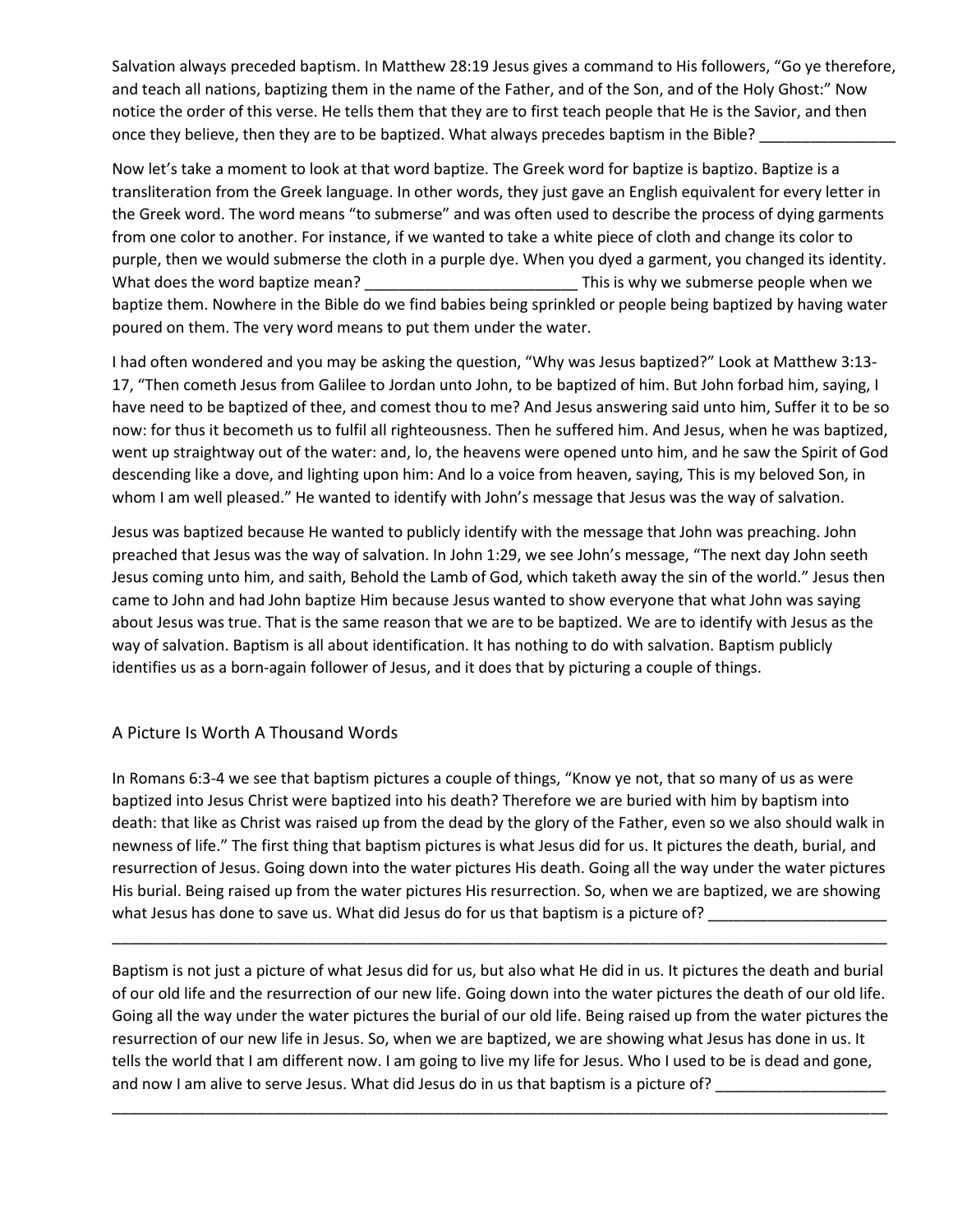Salvation always preceded baptism. In Matthew 28:19 Jesus gives a command to His followers, “Go ye therefore, and teach all nations, baptizing them in the name of the Father, and of the Son, and of the Holy Ghost:” Now notice the order of this verse. He tells them that they are to first teach people that He is the Savior, and then once they believe, then they are to be baptized. What always precedes baptism in the Bible? ________________

Now let’s take a moment to look at that word baptize. The Greek word for baptize is baptizo. Baptize is a transliteration from the Greek language. In other words, they just gave an English equivalent for every letter in the Greek word. The word means “to submerse” and was often used to describe the process of dying garments from one color to another. For instance, if we wanted to take a white piece of cloth and change its color to purple, then we would submerse the cloth in a purple dye. When you dyed a garment, you changed its identity. What does the word baptize mean? _________________________ This is why we submerse people when we baptize them. Nowhere in the Bible do we find babies being sprinkled or people being baptized by having water poured on them. The very word means to put them under the water.

I had often wondered and you may be asking the question, “Why was Jesus baptized?” Look at Matthew 3:13-17, “Then cometh Jesus from Galilee to Jordan unto John, to be baptized of him. But John forbad him, saying, I have need to be baptized of thee, and comest thou to me? And Jesus answering said unto him, Suffer it to be so now: for thus it becometh us to fulfil all righteousness. Then he suffered him. And Jesus, when he was baptized, went up straightway out of the water: and, lo, the heavens were opened unto him, and he saw the Spirit of God descending like a dove, and lighting upon him: And lo a voice from heaven, saying, This is my beloved Son, in whom I am well pleased.” He wanted to identify with John’s message that Jesus was the way of salvation.

Jesus was baptized because He wanted to publicly identify with the message that John was preaching. John preached that Jesus was the way of salvation. In John 1:29, we see John’s message, “The next day John seeth Jesus coming unto him, and saith, Behold the Lamb of God, which taketh away the sin of the world.” Jesus then came to John and had John baptize Him because Jesus wanted to show everyone that what John was saying about Jesus was true. That is the same reason that we are to be baptized. We are to identify with Jesus as the way of salvation. Baptism is all about identification. It has nothing to do with salvation. Baptism publicly identifies us as a born-again follower of Jesus, and it does that by picturing a couple of things.

## A Picture Is Worth A Thousand Words

In Romans 6:3-4 we see that baptism pictures a couple of things, “Know ye not, that so many of us as were baptized into Jesus Christ were baptized into his death? Therefore we are buried with him by baptism into death: that like as Christ was raised up from the dead by the glory of the Father, even so we also should walk in newness of life.” The first thing that baptism pictures is what Jesus did for us. It pictures the death, burial, and resurrection of Jesus. Going down into the water pictures His death. Going all the way under the water pictures His burial. Being raised up from the water pictures His resurrection. So, when we are baptized, we are showing what Jesus has done to save us. What did Jesus do for us that baptism is a picture of? _____________________

_____________________________________________________________________________________________

Baptism is not just a picture of what Jesus did for us, but also what He did in us. It pictures the death and burial of our old life and the resurrection of our new life. Going down into the water pictures the death of our old life. Going all the way under the water pictures the burial of our old life. Being raised up from the water pictures the resurrection of our new life in Jesus. So, when we are baptized, we are showing what Jesus has done in us. It tells the world that I am different now. I am going to live my life for Jesus. Who I used to be is dead and gone, and now I am alive to serve Jesus. What did Jesus do in us that baptism is a picture of? ____________________

_____________________________________________________________________________________________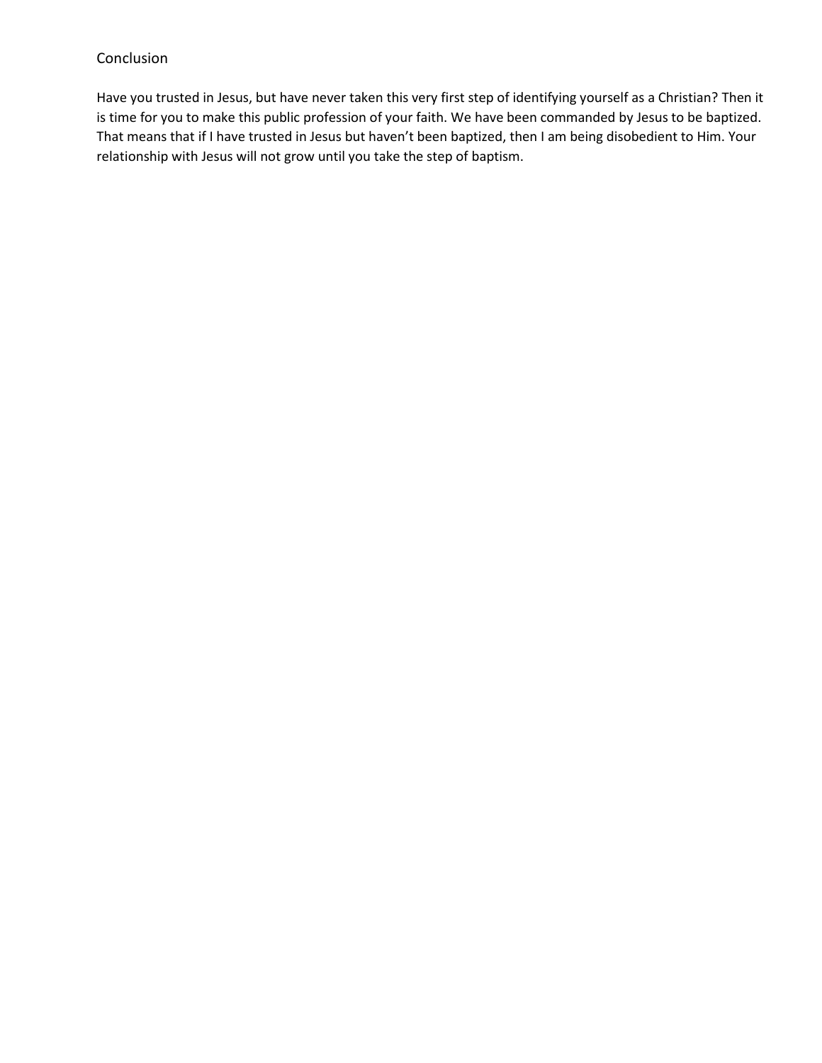## Conclusion

Have you trusted in Jesus, but have never taken this very first step of identifying yourself as a Christian? Then it is time for you to make this public profession of your faith. We have been commanded by Jesus to be baptized. That means that if I have trusted in Jesus but haven't been baptized, then I am being disobedient to Him. Your relationship with Jesus will not grow until you take the step of baptism.